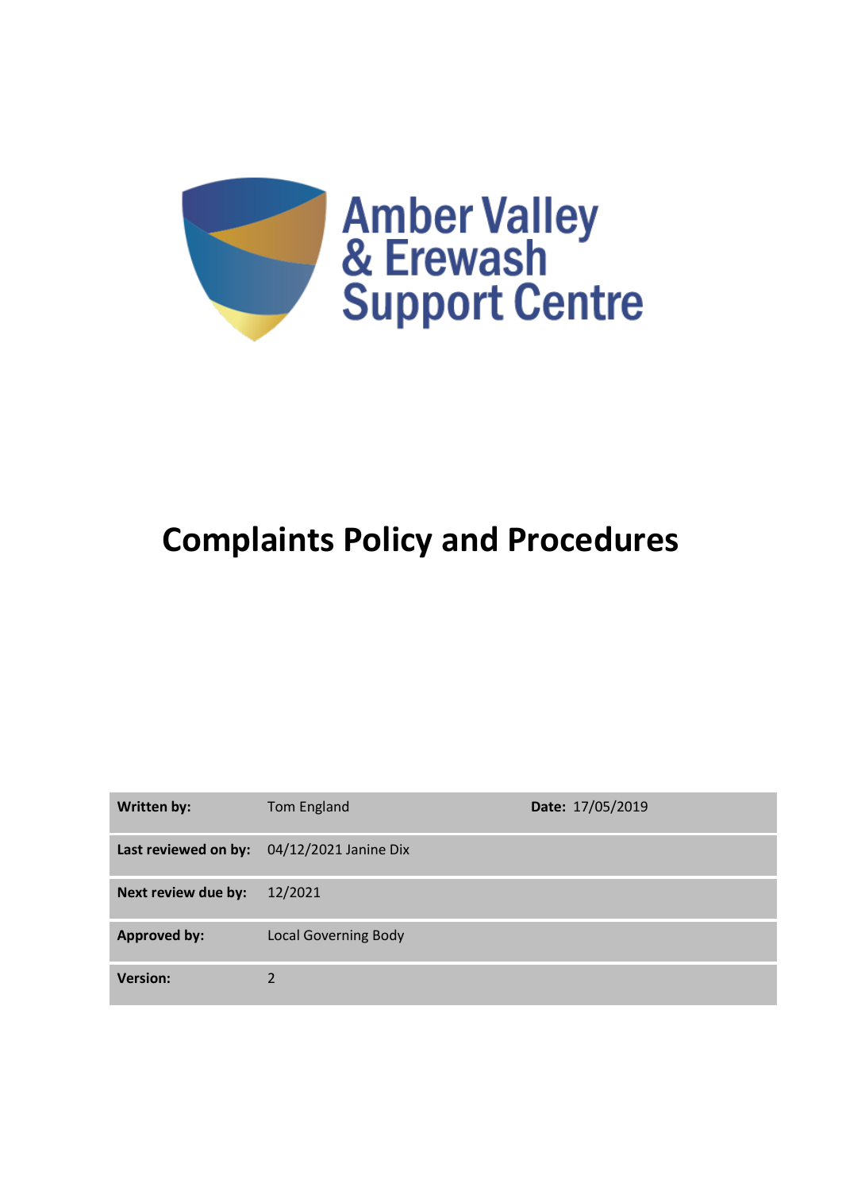Amber Valley & Erewash Support Centre

# Complaints Policy and Procedures

| | | |
|---|---|---|
| **Written by:** | Tom England | **Date:** 17/05/2019 |
| **Last reviewed on by:** | 04/12/2021 Janine Dix | |
| **Next review due by:** | 12/2021 | |
| **Approved by:** | Local Governing Body | |
| **Version:** | 2 | |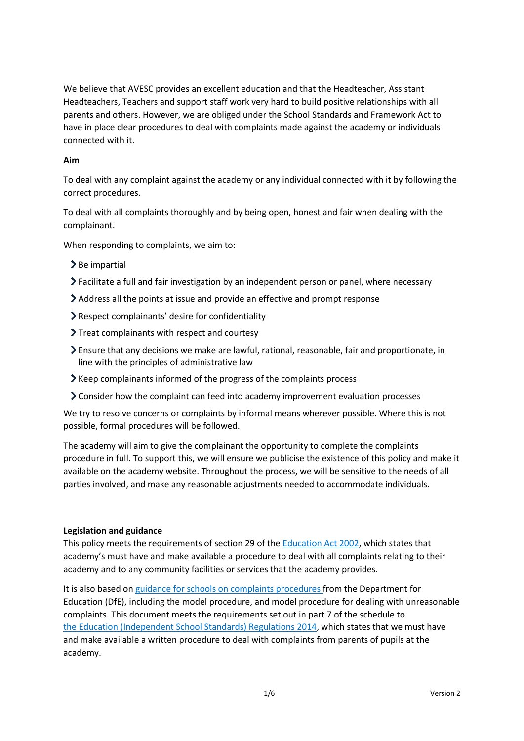We believe that AVESC provides an excellent education and that the Headteacher, Assistant Headteachers, Teachers and support staff work very hard to build positive relationships with all parents and others. However, we are obliged under the School Standards and Framework Act to have in place clear procedures to deal with complaints made against the academy or individuals connected with it.

**Aim**

To deal with any complaint against the academy or any individual connected with it by following the correct procedures.

To deal with all complaints thoroughly and by being open, honest and fair when dealing with the complainant.

When responding to complaints, we aim to:

- Be impartial
- Facilitate a full and fair investigation by an independent person or panel, where necessary
- Address all the points at issue and provide an effective and prompt response
- Respect complainants' desire for confidentiality
- Treat complainants with respect and courtesy
- Ensure that any decisions we make are lawful, rational, reasonable, fair and proportionate, in line with the principles of administrative law
- Keep complainants informed of the progress of the complaints process
- Consider how the complaint can feed into academy improvement evaluation processes

We try to resolve concerns or complaints by informal means wherever possible. Where this is not possible, formal procedures will be followed.

The academy will aim to give the complainant the opportunity to complete the complaints procedure in full. To support this, we will ensure we publicise the existence of this policy and make it available on the academy website. Throughout the process, we will be sensitive to the needs of all parties involved, and make any reasonable adjustments needed to accommodate individuals.

**Legislation and guidance**

This policy meets the requirements of section 29 of the Education Act 2002, which states that academy's must have and make available a procedure to deal with all complaints relating to their academy and to any community facilities or services that the academy provides.

It is also based on guidance for schools on complaints procedures from the Department for Education (DfE), including the model procedure, and model procedure for dealing with unreasonable complaints. This document meets the requirements set out in part 7 of the schedule to the Education (Independent School Standards) Regulations 2014, which states that we must have and make available a written procedure to deal with complaints from parents of pupils at the academy.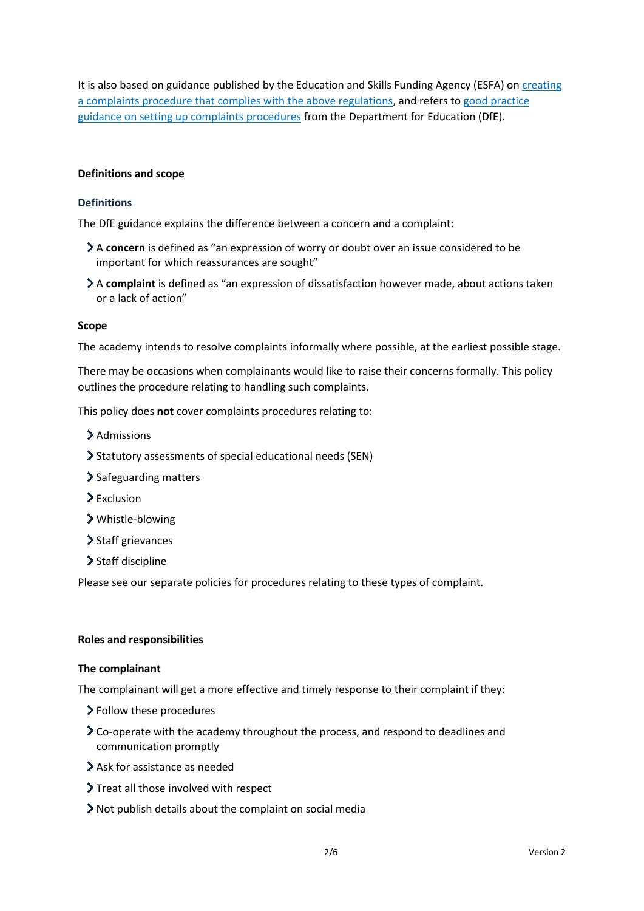It is also based on guidance published by the Education and Skills Funding Agency (ESFA) on [creating a complaints procedure that complies with the above regulations](), and refers to [good practice guidance on setting up complaints procedures]() from the Department for Education (DfE).

## Definitions and scope

### Definitions

The DfE guidance explains the difference between a concern and a complaint:

- A **concern** is defined as "an expression of worry or doubt over an issue considered to be important for which reassurances are sought"
- A **complaint** is defined as "an expression of dissatisfaction however made, about actions taken or a lack of action"

### Scope

The academy intends to resolve complaints informally where possible, at the earliest possible stage.

There may be occasions when complainants would like to raise their concerns formally. This policy outlines the procedure relating to handling such complaints.

This policy does **not** cover complaints procedures relating to:

- Admissions
- Statutory assessments of special educational needs (SEN)
- Safeguarding matters
- Exclusion
- Whistle-blowing
- Staff grievances
- Staff discipline

Please see our separate policies for procedures relating to these types of complaint.

## Roles and responsibilities

### The complainant

The complainant will get a more effective and timely response to their complaint if they:

- Follow these procedures
- Co-operate with the academy throughout the process, and respond to deadlines and communication promptly
- Ask for assistance as needed
- Treat all those involved with respect
- Not publish details about the complaint on social media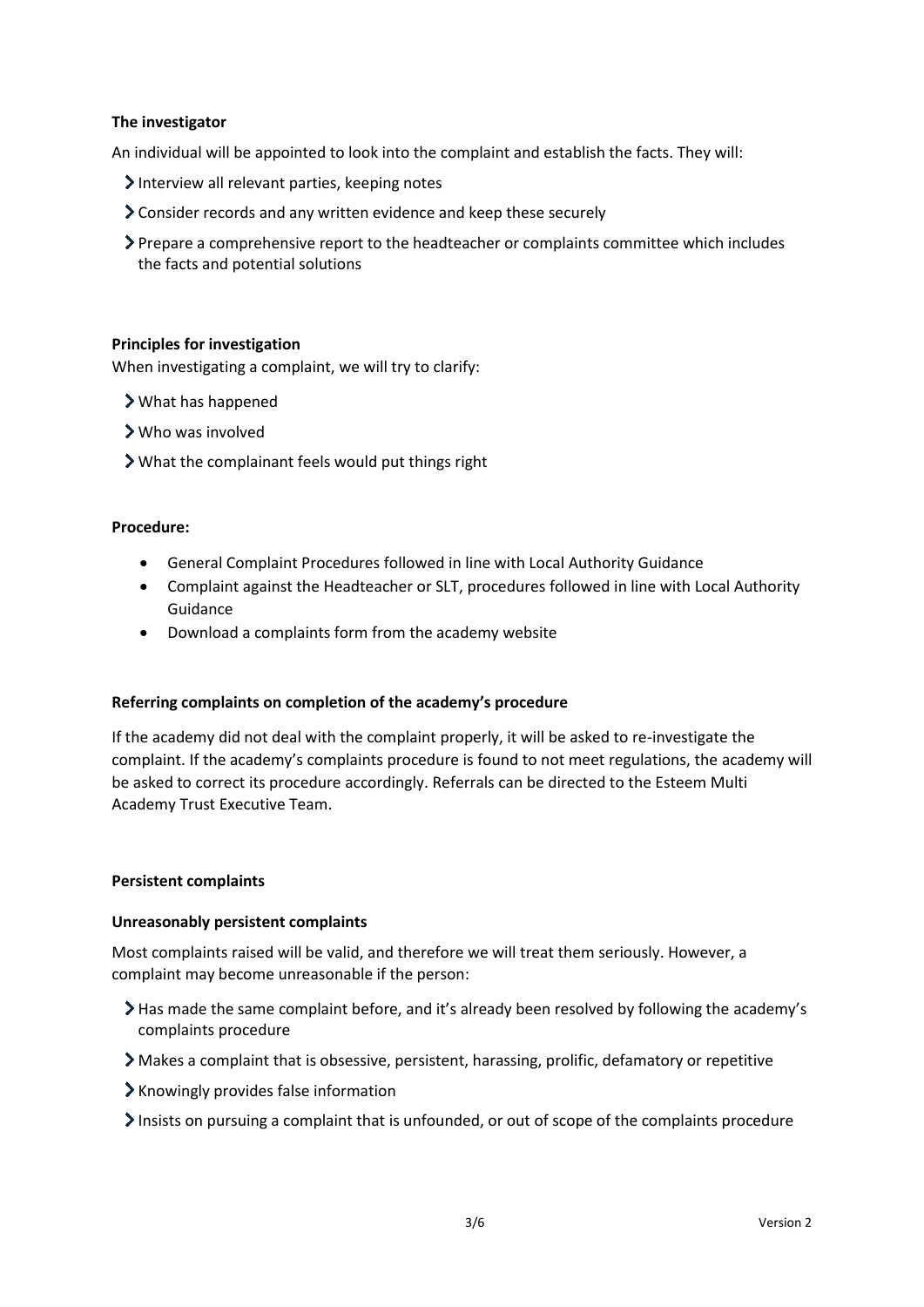**The investigator**

An individual will be appointed to look into the complaint and establish the facts. They will:

- Interview all relevant parties, keeping notes
- Consider records and any written evidence and keep these securely
- Prepare a comprehensive report to the headteacher or complaints committee which includes the facts and potential solutions

**Principles for investigation**

When investigating a complaint, we will try to clarify:

- What has happened
- Who was involved
- What the complainant feels would put things right

**Procedure:**

- General Complaint Procedures followed in line with Local Authority Guidance
- Complaint against the Headteacher or SLT, procedures followed in line with Local Authority Guidance
- Download a complaints form from the academy website

**Referring complaints on completion of the academy's procedure**

If the academy did not deal with the complaint properly, it will be asked to re-investigate the complaint. If the academy's complaints procedure is found to not meet regulations, the academy will be asked to correct its procedure accordingly. Referrals can be directed to the Esteem Multi Academy Trust Executive Team.

**Persistent complaints**

**Unreasonably persistent complaints**

Most complaints raised will be valid, and therefore we will treat them seriously. However, a complaint may become unreasonable if the person:

- Has made the same complaint before, and it's already been resolved by following the academy's complaints procedure
- Makes a complaint that is obsessive, persistent, harassing, prolific, defamatory or repetitive
- Knowingly provides false information
- Insists on pursuing a complaint that is unfounded, or out of scope of the complaints procedure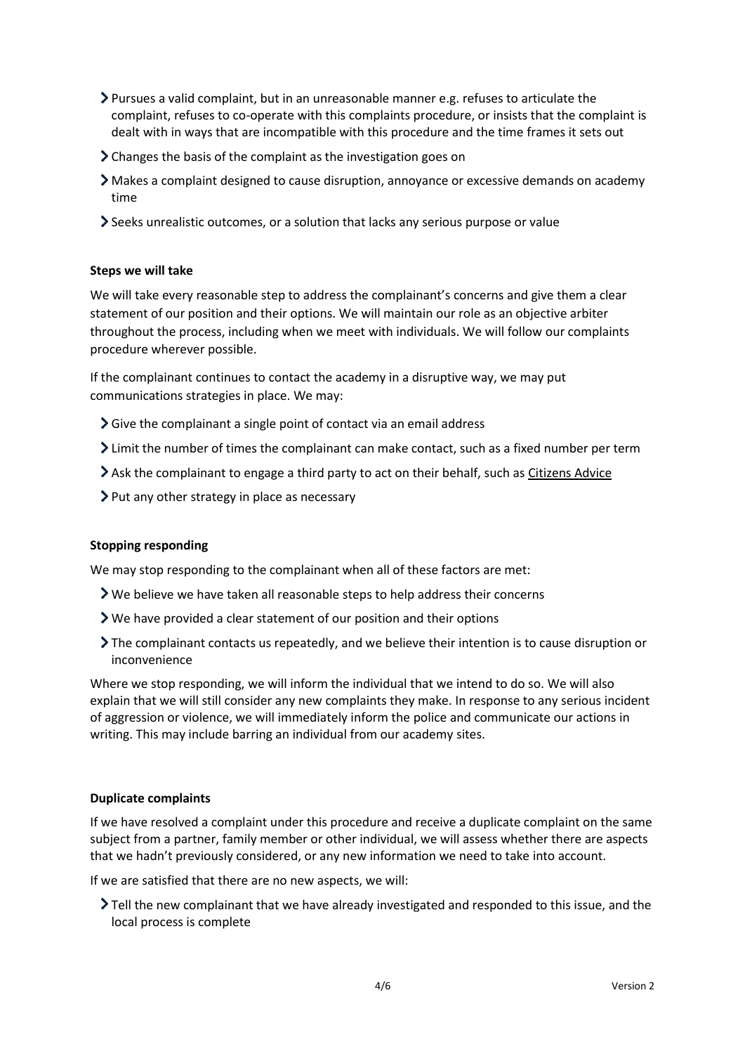- Pursues a valid complaint, but in an unreasonable manner e.g. refuses to articulate the complaint, refuses to co-operate with this complaints procedure, or insists that the complaint is dealt with in ways that are incompatible with this procedure and the time frames it sets out
- Changes the basis of the complaint as the investigation goes on
- Makes a complaint designed to cause disruption, annoyance or excessive demands on academy time
- Seeks unrealistic outcomes, or a solution that lacks any serious purpose or value

**Steps we will take**

We will take every reasonable step to address the complainant's concerns and give them a clear statement of our position and their options. We will maintain our role as an objective arbiter throughout the process, including when we meet with individuals. We will follow our complaints procedure wherever possible.

If the complainant continues to contact the academy in a disruptive way, we may put communications strategies in place. We may:

- Give the complainant a single point of contact via an email address
- Limit the number of times the complainant can make contact, such as a fixed number per term
- Ask the complainant to engage a third party to act on their behalf, such as Citizens Advice
- Put any other strategy in place as necessary

**Stopping responding**

We may stop responding to the complainant when all of these factors are met:

- We believe we have taken all reasonable steps to help address their concerns
- We have provided a clear statement of our position and their options
- The complainant contacts us repeatedly, and we believe their intention is to cause disruption or inconvenience

Where we stop responding, we will inform the individual that we intend to do so. We will also explain that we will still consider any new complaints they make. In response to any serious incident of aggression or violence, we will immediately inform the police and communicate our actions in writing. This may include barring an individual from our academy sites.

**Duplicate complaints**

If we have resolved a complaint under this procedure and receive a duplicate complaint on the same subject from a partner, family member or other individual, we will assess whether there are aspects that we hadn't previously considered, or any new information we need to take into account.

If we are satisfied that there are no new aspects, we will:

- Tell the new complainant that we have already investigated and responded to this issue, and the local process is complete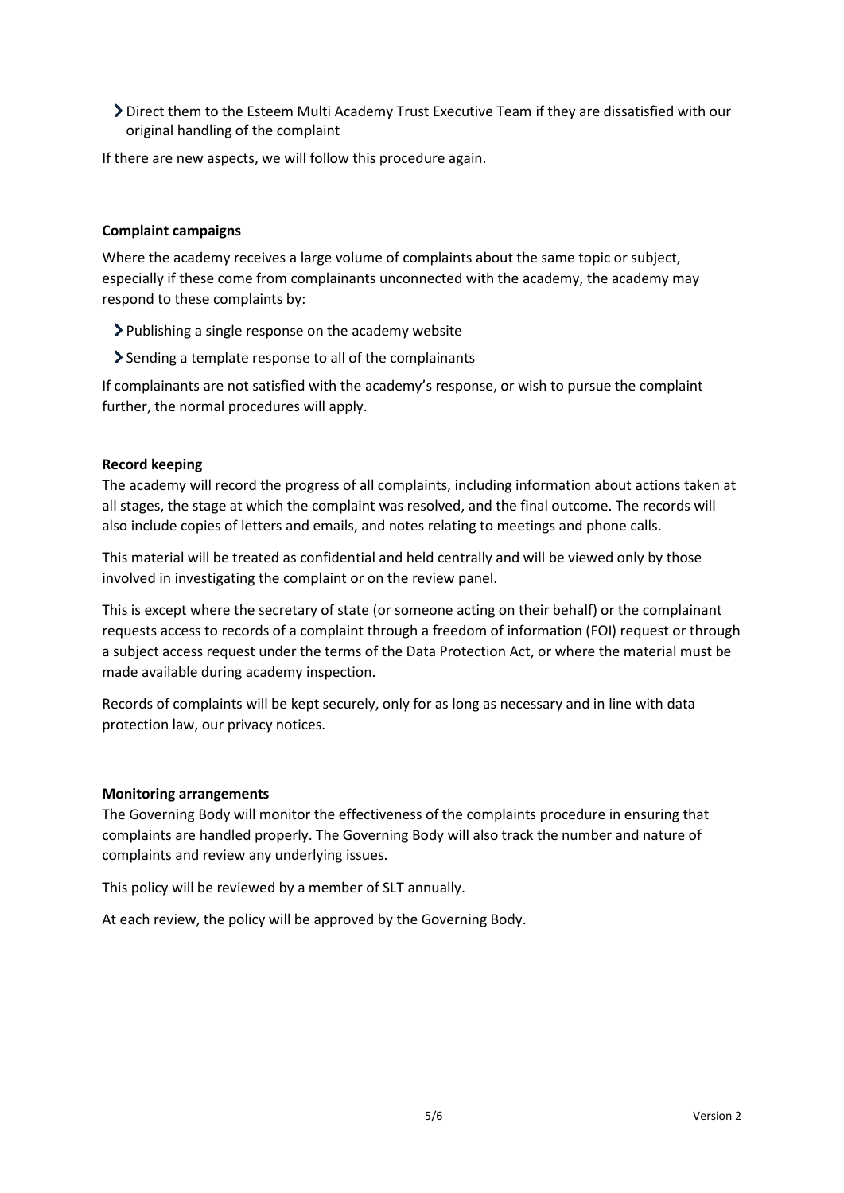- Direct them to the Esteem Multi Academy Trust Executive Team if they are dissatisfied with our original handling of the complaint

If there are new aspects, we will follow this procedure again.

**Complaint campaigns**

Where the academy receives a large volume of complaints about the same topic or subject, especially if these come from complainants unconnected with the academy, the academy may respond to these complaints by:

- Publishing a single response on the academy website
- Sending a template response to all of the complainants

If complainants are not satisfied with the academy's response, or wish to pursue the complaint further, the normal procedures will apply.

**Record keeping**

The academy will record the progress of all complaints, including information about actions taken at all stages, the stage at which the complaint was resolved, and the final outcome. The records will also include copies of letters and emails, and notes relating to meetings and phone calls.

This material will be treated as confidential and held centrally and will be viewed only by those involved in investigating the complaint or on the review panel.

This is except where the secretary of state (or someone acting on their behalf) or the complainant requests access to records of a complaint through a freedom of information (FOI) request or through a subject access request under the terms of the Data Protection Act, or where the material must be made available during academy inspection.

Records of complaints will be kept securely, only for as long as necessary and in line with data protection law, our privacy notices.

**Monitoring arrangements**

The Governing Body will monitor the effectiveness of the complaints procedure in ensuring that complaints are handled properly. The Governing Body will also track the number and nature of complaints and review any underlying issues.

This policy will be reviewed by a member of SLT annually.

At each review, the policy will be approved by the Governing Body.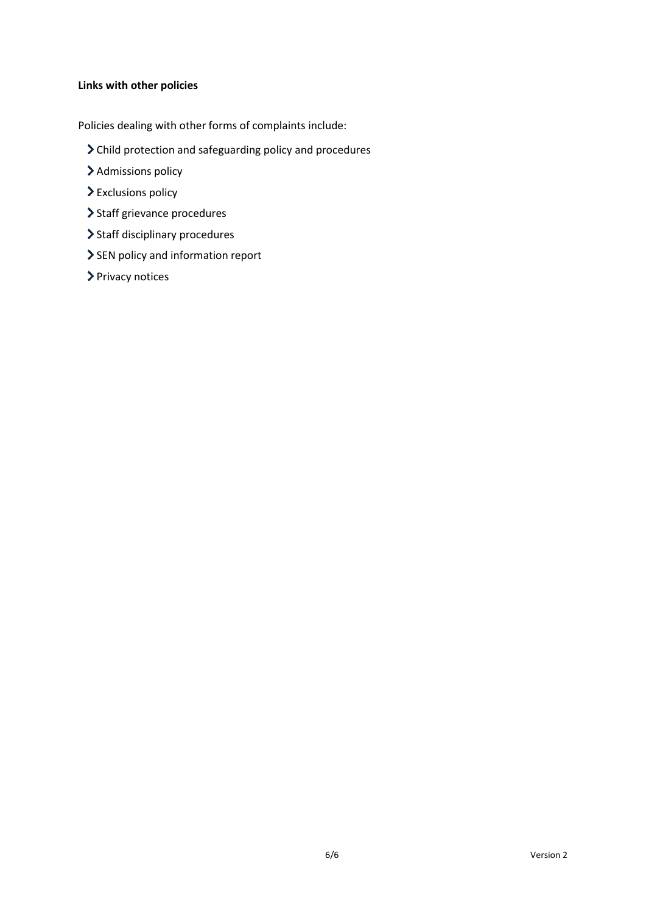**Links with other policies**

Policies dealing with other forms of complaints include:

- Child protection and safeguarding policy and procedures
- Admissions policy
- Exclusions policy
- Staff grievance procedures
- Staff disciplinary procedures
- SEN policy and information report
- Privacy notices